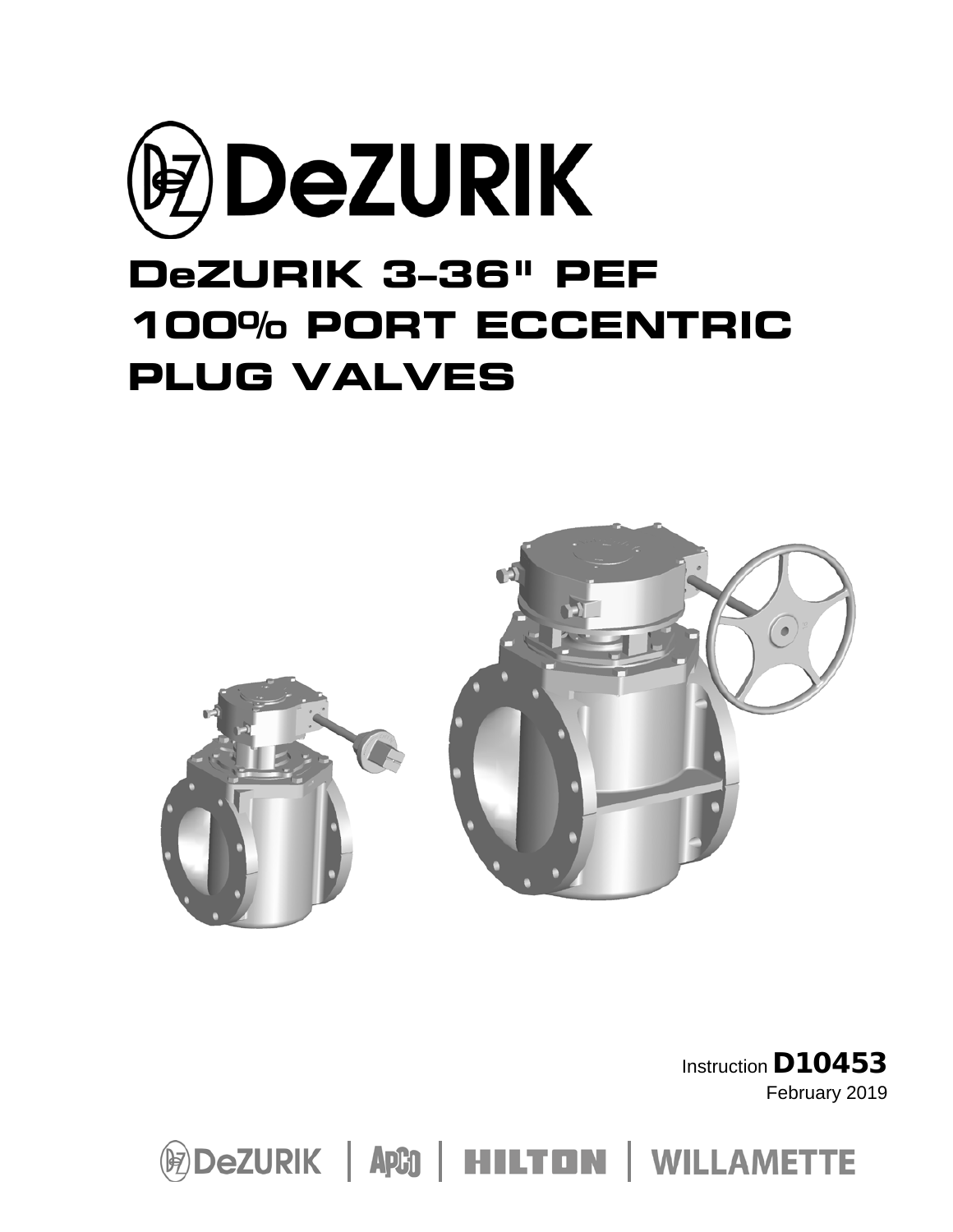# DeZURIK

# DeZURIK 3-36" PEF 100% PORT ECCENTRIC PLUG VALVES

Instruction **D10453**
February 2019

DeZURIK | APCO | HILTON | WILLAMETTE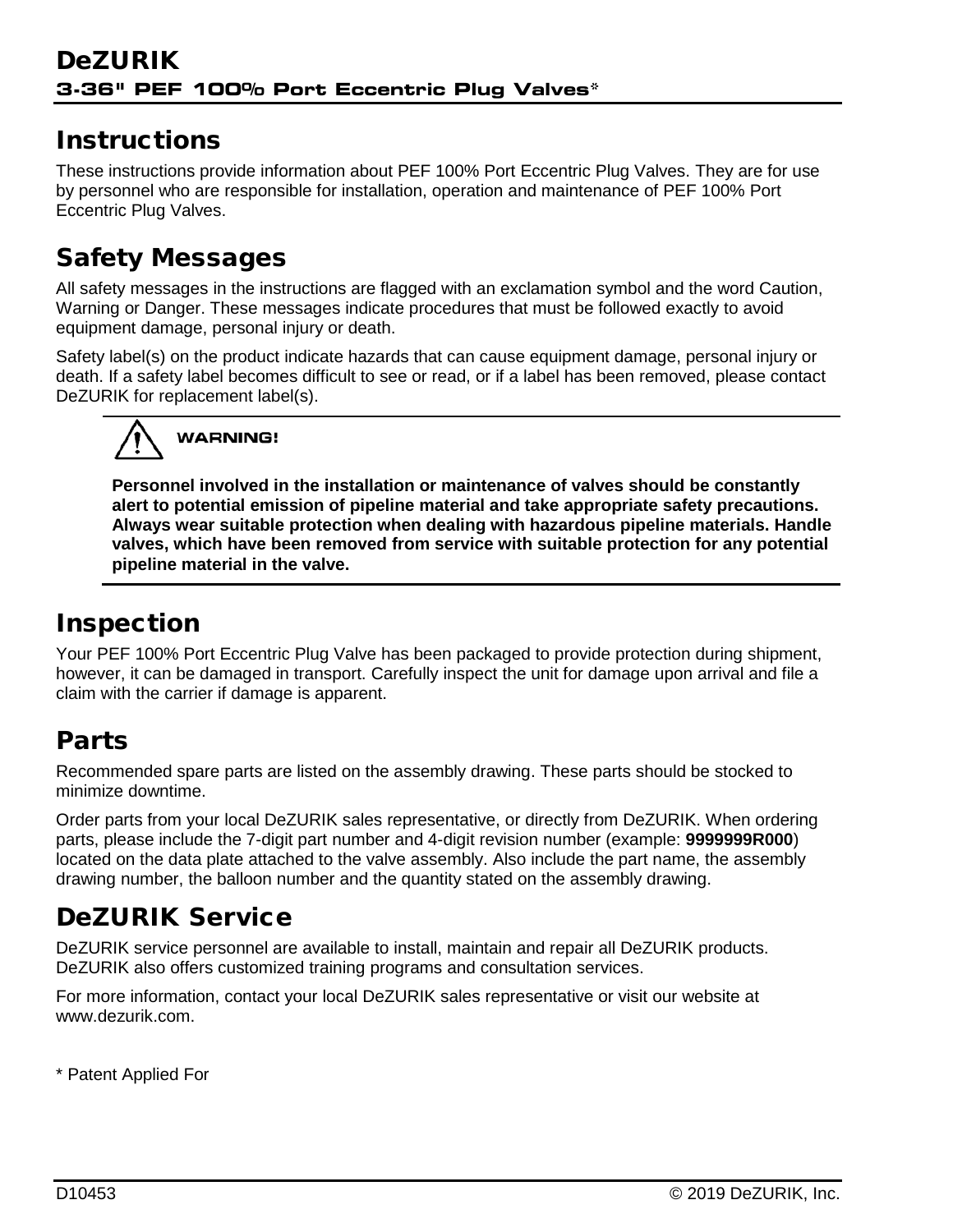## Instructions

These instructions provide information about PEF 100% Port Eccentric Plug Valves. They are for use by personnel who are responsible for installation, operation and maintenance of PEF 100% Port Eccentric Plug Valves.

## Safety Messages

All safety messages in the instructions are flagged with an exclamation symbol and the word Caution, Warning or Danger. These messages indicate procedures that must be followed exactly to avoid equipment damage, personal injury or death.

Safety label(s) on the product indicate hazards that can cause equipment damage, personal injury or death. If a safety label becomes difficult to see or read, or if a label has been removed, please contact DeZURIK for replacement label(s).

**WARNING!**

**Personnel involved in the installation or maintenance of valves should be constantly alert to potential emission of pipeline material and take appropriate safety precautions. Always wear suitable protection when dealing with hazardous pipeline materials. Handle valves, which have been removed from service with suitable protection for any potential pipeline material in the valve.**

## Inspection

Your PEF 100% Port Eccentric Plug Valve has been packaged to provide protection during shipment, however, it can be damaged in transport. Carefully inspect the unit for damage upon arrival and file a claim with the carrier if damage is apparent.

## Parts

Recommended spare parts are listed on the assembly drawing. These parts should be stocked to minimize downtime.

Order parts from your local DeZURIK sales representative, or directly from DeZURIK. When ordering parts, please include the 7-digit part number and 4-digit revision number (example: **9999999R000**) located on the data plate attached to the valve assembly. Also include the part name, the assembly drawing number, the balloon number and the quantity stated on the assembly drawing.

## DeZURIK Service

DeZURIK service personnel are available to install, maintain and repair all DeZURIK products. DeZURIK also offers customized training programs and consultation services.

For more information, contact your local DeZURIK sales representative or visit our website at www.dezurik.com.

* Patent Applied For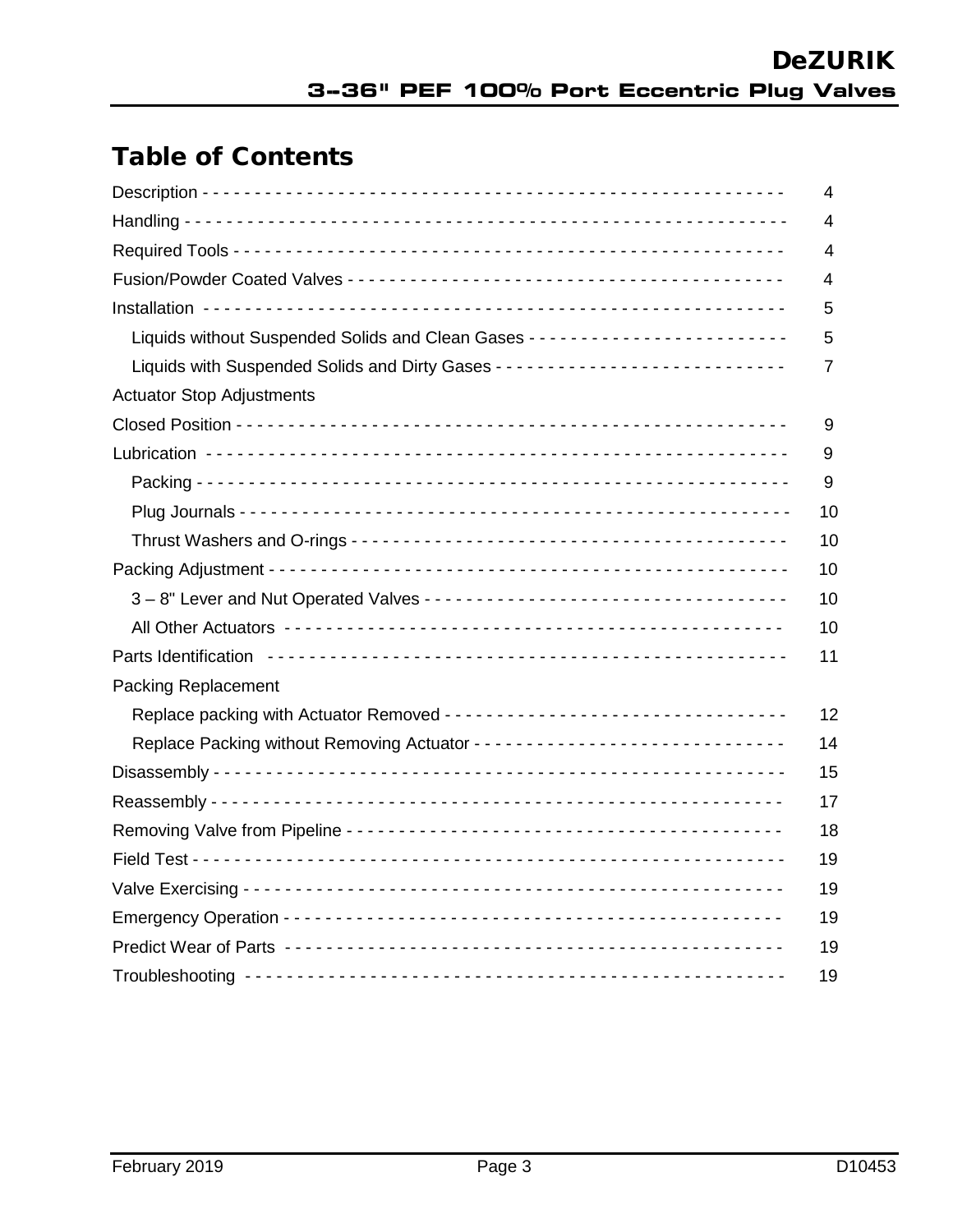# Table of Contents

| Section | Page |
|---|---|
| Description | 4 |
| Handling | 4 |
| Required Tools | 4 |
| Fusion/Powder Coated Valves | 4 |
| Installation | 5 |
| Liquids without Suspended Solids and Clean Gases | 5 |
| Liquids with Suspended Solids and Dirty Gases | 7 |
| Actuator Stop Adjustments | |
| Closed Position | 9 |
| Lubrication | 9 |
| Packing | 9 |
| Plug Journals | 10 |
| Thrust Washers and O-rings | 10 |
| Packing Adjustment | 10 |
| 3 – 8" Lever and Nut Operated Valves | 10 |
| All Other Actuators | 10 |
| Parts Identification | 11 |
| Packing Replacement | |
| Replace packing with Actuator Removed | 12 |
| Replace Packing without Removing Actuator | 14 |
| Disassembly | 15 |
| Reassembly | 17 |
| Removing Valve from Pipeline | 18 |
| Field Test | 19 |
| Valve Exercising | 19 |
| Emergency Operation | 19 |
| Predict Wear of Parts | 19 |
| Troubleshooting | 19 |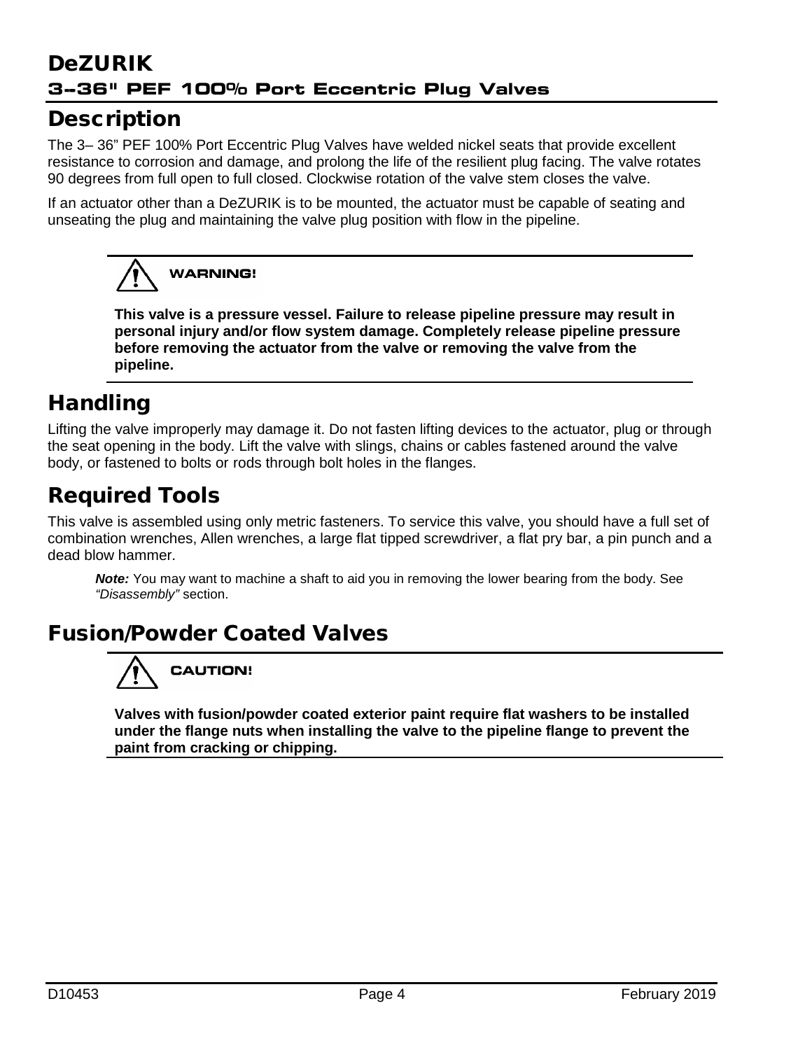## Description

The 3– 36" PEF 100% Port Eccentric Plug Valves have welded nickel seats that provide excellent resistance to corrosion and damage, and prolong the life of the resilient plug facing. The valve rotates 90 degrees from full open to full closed. Clockwise rotation of the valve stem closes the valve.

If an actuator other than a DeZURIK is to be mounted, the actuator must be capable of seating and unseating the plug and maintaining the valve plug position with flow in the pipeline.

> **WARNING!**
>
> **This valve is a pressure vessel. Failure to release pipeline pressure may result in personal injury and/or flow system damage. Completely release pipeline pressure before removing the actuator from the valve or removing the valve from the pipeline.**

## Handling

Lifting the valve improperly may damage it. Do not fasten lifting devices to the actuator, plug or through the seat opening in the body. Lift the valve with slings, chains or cables fastened around the valve body, or fastened to bolts or rods through bolt holes in the flanges.

## Required Tools

This valve is assembled using only metric fasteners. To service this valve, you should have a full set of combination wrenches, Allen wrenches, a large flat tipped screwdriver, a flat pry bar, a pin punch and a dead blow hammer.

***Note:*** You may want to machine a shaft to aid you in removing the lower bearing from the body. See *"Disassembly"* section.

## Fusion/Powder Coated Valves

> **CAUTION!**
>
> **Valves with fusion/powder coated exterior paint require flat washers to be installed under the flange nuts when installing the valve to the pipeline flange to prevent the paint from cracking or chipping.**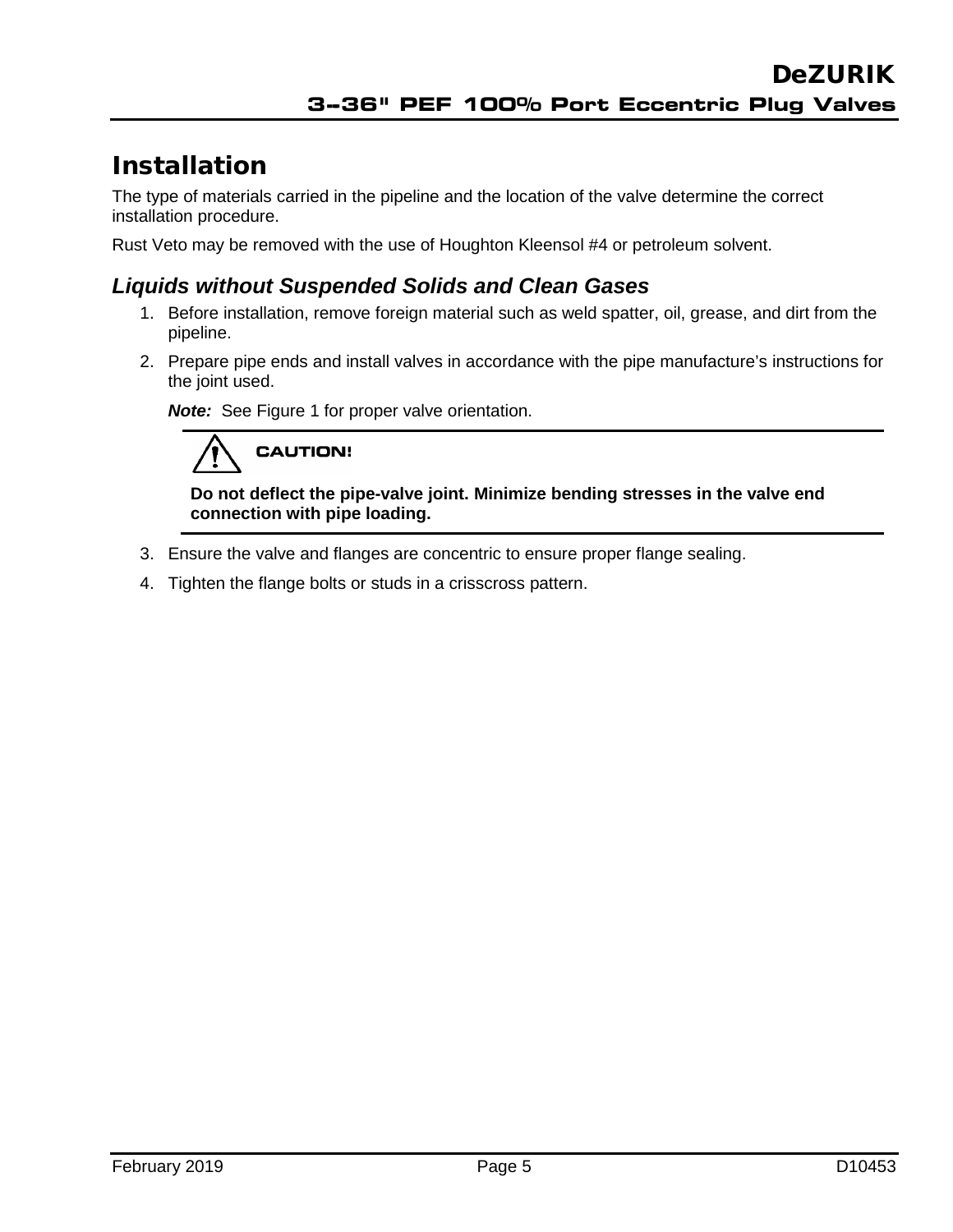# Installation

The type of materials carried in the pipeline and the location of the valve determine the correct installation procedure.

Rust Veto may be removed with the use of Houghton Kleensol #4 or petroleum solvent.

## *Liquids without Suspended Solids and Clean Gases*

1. Before installation, remove foreign material such as weld spatter, oil, grease, and dirt from the pipeline.
2. Prepare pipe ends and install valves in accordance with the pipe manufacture's instructions for the joint used.

   ***Note:*** See Figure 1 for proper valve orientation.

   > **CAUTION!**
   >
   > **Do not deflect the pipe-valve joint. Minimize bending stresses in the valve end connection with pipe loading.**

3. Ensure the valve and flanges are concentric to ensure proper flange sealing.
4. Tighten the flange bolts or studs in a crisscross pattern.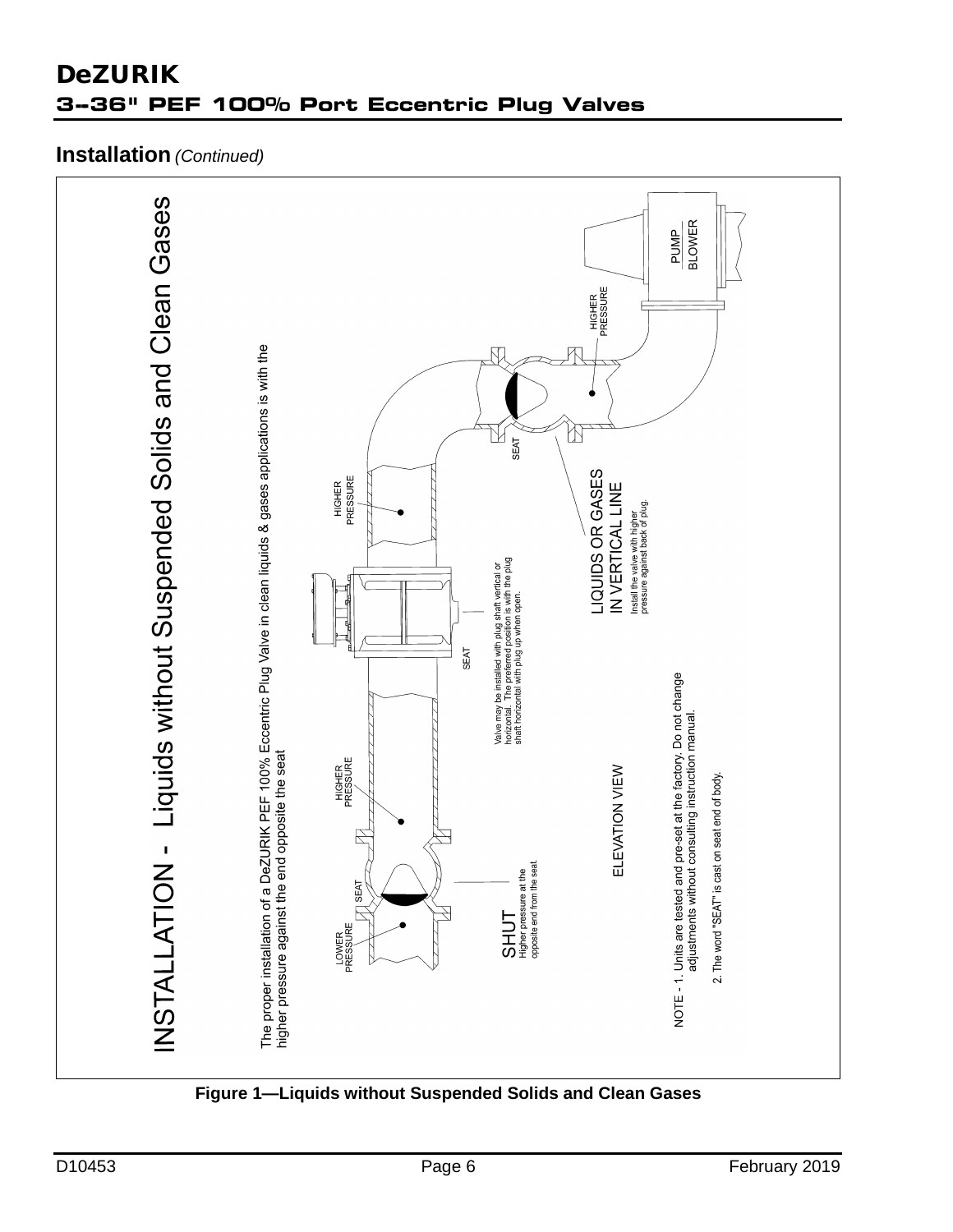## Installation *(Continued)*

# INSTALLATION - Liquids without Suspended Solids and Clean Gases

The proper installation of a DeZURIK PEF 100% Eccentric Plug Valve in clean liquids & gases applications is with the higher pressure against the end opposite the seat

PUMP / BLOWER

HIGHER PRESSURE

SEAT

HIGHER PRESSURE

LIQUIDS OR GASES IN VERTICAL LINE

Install the valve with higher pressure against back of plug.

Valve may be installed with plug shaft vertical or horizontal. The preferred position is with the plug shaft horizontal with plug up when open.

SEAT

HIGHER PRESSURE

ELEVATION VIEW

SEAT

LOWER PRESSURE

SHUT

Higher pressure at the opposite end from the seat.

NOTE - 1. Units are tested and pre-set at the factory. Do not change adjustments without consulting instruction manual.

2. The word "SEAT" is cast on seat end of body.

**Figure 1—Liquids without Suspended Solids and Clean Gases**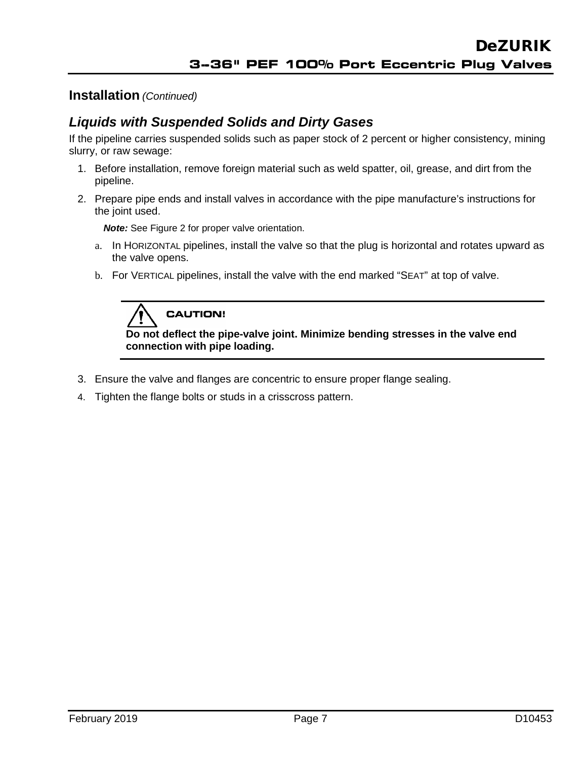## Installation *(Continued)*

### *Liquids with Suspended Solids and Dirty Gases*

If the pipeline carries suspended solids such as paper stock of 2 percent or higher consistency, mining slurry, or raw sewage:

1. Before installation, remove foreign material such as weld spatter, oil, grease, and dirt from the pipeline.
2. Prepare pipe ends and install valves in accordance with the pipe manufacture's instructions for the joint used.

   ***Note:*** See Figure 2 for proper valve orientation.

   a. In HORIZONTAL pipelines, install the valve so that the plug is horizontal and rotates upward as the valve opens.

   b. For VERTICAL pipelines, install the valve with the end marked "SEAT" at top of valve.

> **CAUTION!**
>
> **Do not deflect the pipe-valve joint. Minimize bending stresses in the valve end connection with pipe loading.**

3. Ensure the valve and flanges are concentric to ensure proper flange sealing.
4. Tighten the flange bolts or studs in a crisscross pattern.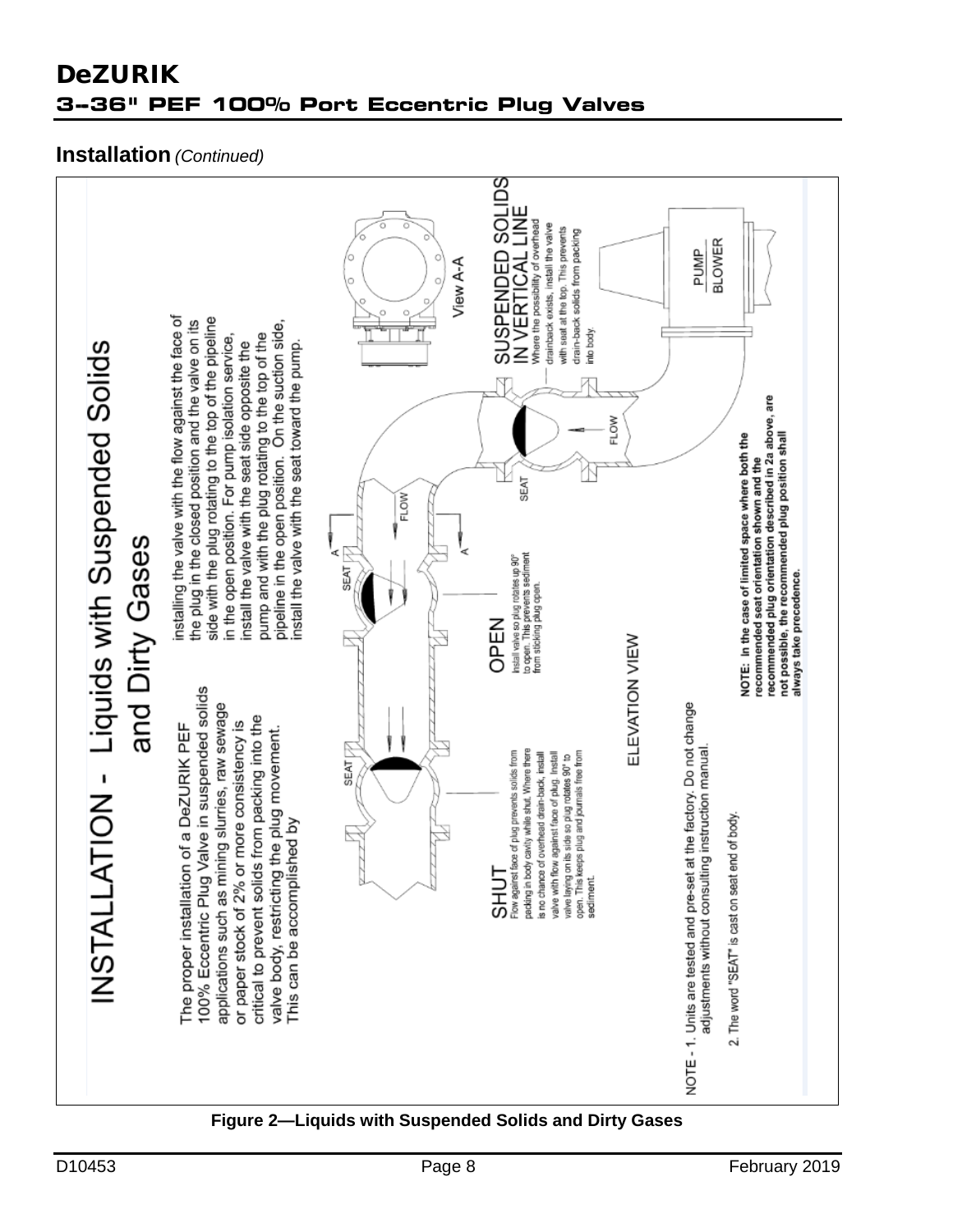## Installation *(Continued)*

# INSTALLATION - Liquids with Suspended Solids and Dirty Gases

The proper installation of a DeZURIK PEF 100% Eccentric Plug Valve in suspended solids applications such as mining slurries, raw sewage or paper stock of 2% or more consistency is critical to prevent solids from packing into the valve body, restricting the plug movement. This can be accomplished by

installing the valve with the flow against the face of the plug in the closed position and the valve on its side with the plug rotating to the top of the pipeline in the open position. For pump isolation service, install the valve with the seat side opposite the pump and with the plug rotating to the top of the pipeline in the open position. On the suction side, install the valve with the seat toward the pump.

**SHUT**
Flow against face of plug prevents solids from packing in body cavity while shut. Where there is no chance of overhead drain-back, install valve with flow against face of plug. Install valve laying on its side so plug rotates 90° to open. This keeps plug and journals free from sediment.

**OPEN**
Install valve so plug rotates up 90° to open. This prevents sediment from sticking plug open.

**SUSPENDED SOLIDS IN VERTICAL LINE**
Where the possibility of overhead drainback exists, install the valve with seat at the top. This prevents drain-back solids from packing into body.

SEAT

SEAT

SEAT

FLOW

FLOW

A

A

View A-A

PUMP
BLOWER

ELEVATION VIEW

**NOTE: In the case of limited space where both the recommended seat orientation shown and the recommended plug orientation described in 2a above, are not possible, the recommended plug position shall always take precedence.**

NOTE - 1. Units are tested and pre-set at the factory. Do not change adjustments without consulting instruction manual.

2. The word "SEAT" is cast on seat end of body.

**Figure 2—Liquids with Suspended Solids and Dirty Gases**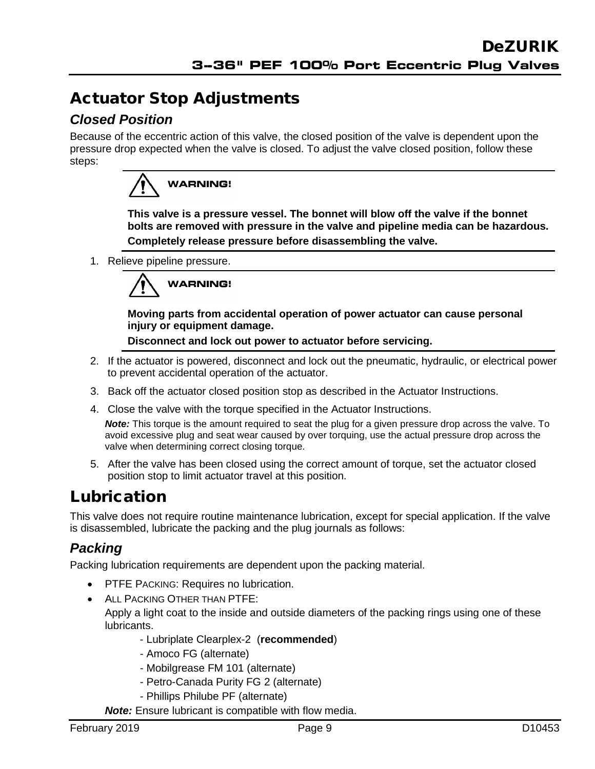# Actuator Stop Adjustments

## *Closed Position*

Because of the eccentric action of this valve, the closed position of the valve is dependent upon the pressure drop expected when the valve is closed. To adjust the valve closed position, follow these steps:

> **WARNING!**
>
> **This valve is a pressure vessel. The bonnet will blow off the valve if the bonnet bolts are removed with pressure in the valve and pipeline media can be hazardous.**
>
> **Completely release pressure before disassembling the valve.**

1. Relieve pipeline pressure.

> **WARNING!**
>
> **Moving parts from accidental operation of power actuator can cause personal injury or equipment damage.**
>
> **Disconnect and lock out power to actuator before servicing.**

2. If the actuator is powered, disconnect and lock out the pneumatic, hydraulic, or electrical power to prevent accidental operation of the actuator.
3. Back off the actuator closed position stop as described in the Actuator Instructions.
4. Close the valve with the torque specified in the Actuator Instructions.

   ***Note:*** This torque is the amount required to seat the plug for a given pressure drop across the valve. To avoid excessive plug and seat wear caused by over torquing, use the actual pressure drop across the valve when determining correct closing torque.

5. After the valve has been closed using the correct amount of torque, set the actuator closed position stop to limit actuator travel at this position.

# Lubrication

This valve does not require routine maintenance lubrication, except for special application. If the valve is disassembled, lubricate the packing and the plug journals as follows:

## *Packing*

Packing lubrication requirements are dependent upon the packing material.

- PTFE PACKING: Requires no lubrication.
- ALL PACKING OTHER THAN PTFE:

  Apply a light coat to the inside and outside diameters of the packing rings using one of these lubricants.

  - Lubriplate Clearplex-2 (**recommended**)
  - Amoco FG (alternate)
  - Mobilgrease FM 101 (alternate)
  - Petro-Canada Purity FG 2 (alternate)
  - Phillips Philube PF (alternate)

  ***Note:*** Ensure lubricant is compatible with flow media.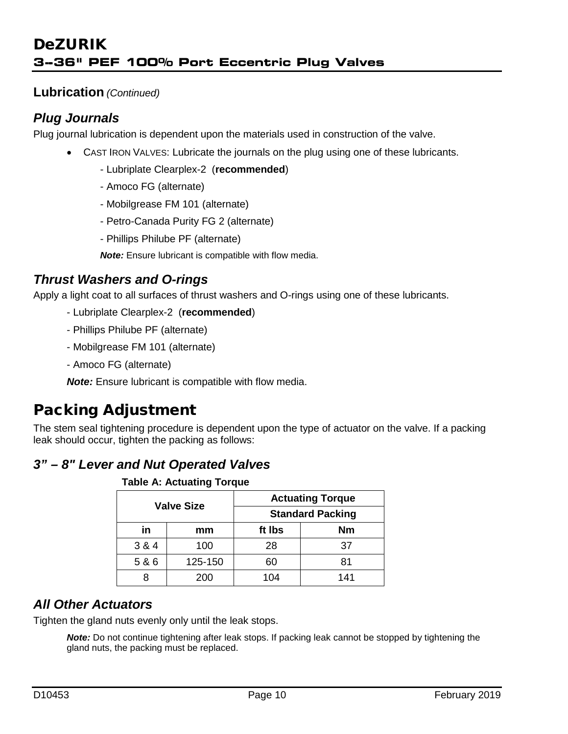## Lubrication *(Continued)*

### *Plug Journals*

Plug journal lubrication is dependent upon the materials used in construction of the valve.

- CAST IRON VALVES: Lubricate the journals on the plug using one of these lubricants.
  - Lubriplate Clearplex-2 (**recommended**)
  - Amoco FG (alternate)
  - Mobilgrease FM 101 (alternate)
  - Petro-Canada Purity FG 2 (alternate)
  - Phillips Philube PF (alternate)

  ***Note:*** Ensure lubricant is compatible with flow media.

### *Thrust Washers and O-rings*

Apply a light coat to all surfaces of thrust washers and O-rings using one of these lubricants.

- Lubriplate Clearplex-2 (**recommended**)
- Phillips Philube PF (alternate)
- Mobilgrease FM 101 (alternate)
- Amoco FG (alternate)

***Note:*** Ensure lubricant is compatible with flow media.

# Packing Adjustment

The stem seal tightening procedure is dependent upon the type of actuator on the valve. If a packing leak should occur, tighten the packing as follows:

### *3" – 8" Lever and Nut Operated Valves*

**Table A: Actuating Torque**

| Valve Size | | Actuating Torque | |
|---|---|---|---|
| | | Standard Packing | |
| in | mm | ft lbs | Nm |
| 3 & 4 | 100 | 28 | 37 |
| 5 & 6 | 125-150 | 60 | 81 |
| 8 | 200 | 104 | 141 |

### *All Other Actuators*

Tighten the gland nuts evenly only until the leak stops.

***Note:*** Do not continue tightening after leak stops. If packing leak cannot be stopped by tightening the gland nuts, the packing must be replaced.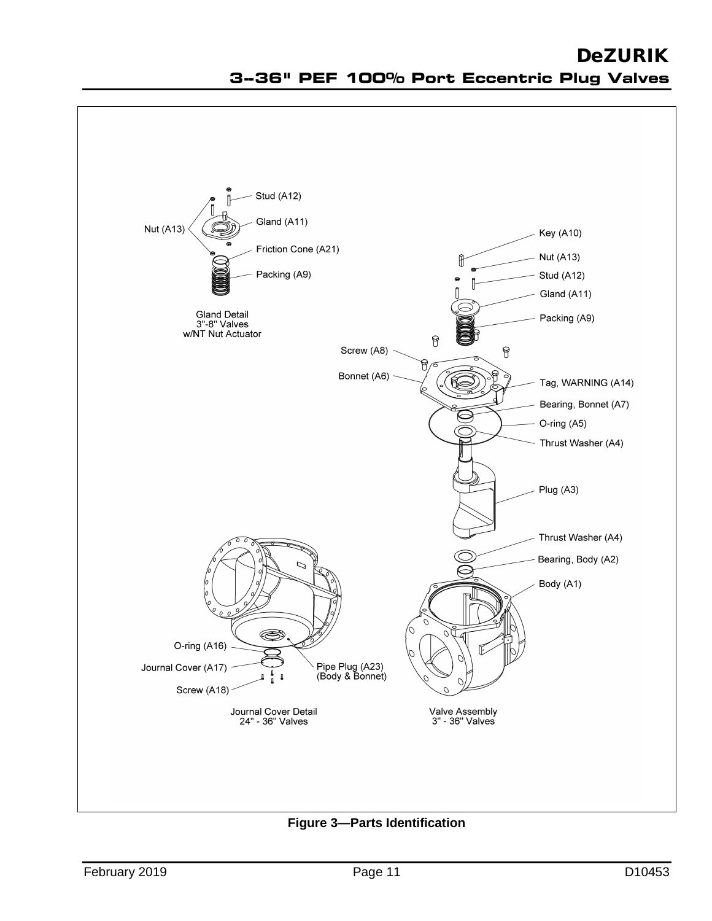Stud (A12)

Gland (A11)

Nut (A13)

Friction Cone (A21)

Packing (A9)

Gland Detail
3"-8" Valves
w/NT Nut Actuator

Key (A10)

Nut (A13)

Stud (A12)

Gland (A11)

Packing (A9)

Screw (A8)

Bonnet (A6)

Tag, WARNING (A14)

Bearing, Bonnet (A7)

O-ring (A5)

Thrust Washer (A4)

Plug (A3)

Thrust Washer (A4)

Bearing, Body (A2)

Body (A1)

O-ring (A16)

Journal Cover (A17)

Screw (A18)

Pipe Plug (A23)
(Body & Bonnet)

Journal Cover Detail
24" - 36" Valves

Valve Assembly
3" - 36" Valves

**Figure 3—Parts Identification**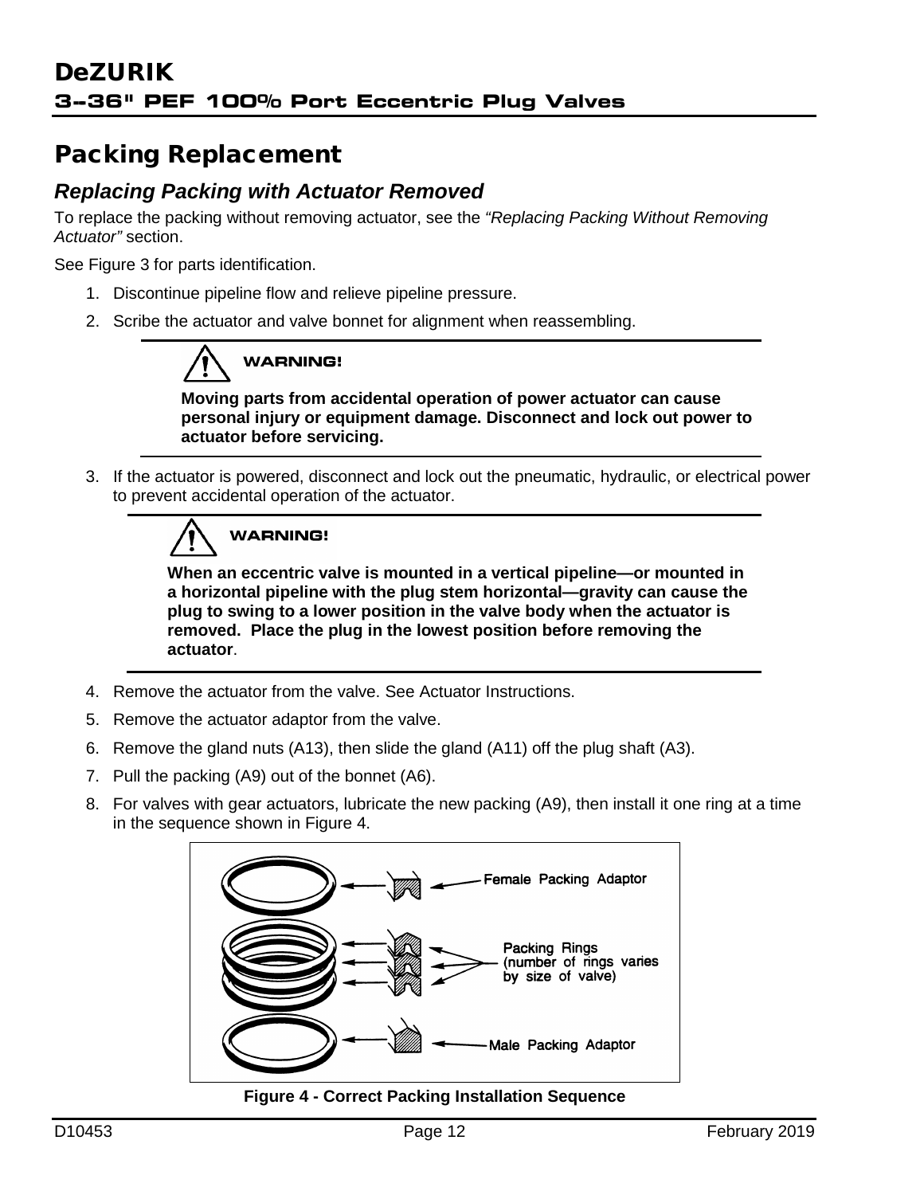# Packing Replacement

## *Replacing Packing with Actuator Removed*

To replace the packing without removing actuator, see the *"Replacing Packing Without Removing Actuator"* section.

See Figure 3 for parts identification.

1. Discontinue pipeline flow and relieve pipeline pressure.
2. Scribe the actuator and valve bonnet for alignment when reassembling.

> **WARNING!**
>
> **Moving parts from accidental operation of power actuator can cause personal injury or equipment damage. Disconnect and lock out power to actuator before servicing.**

3. If the actuator is powered, disconnect and lock out the pneumatic, hydraulic, or electrical power to prevent accidental operation of the actuator.

> **WARNING!**
>
> **When an eccentric valve is mounted in a vertical pipeline—or mounted in a horizontal pipeline with the plug stem horizontal—gravity can cause the plug to swing to a lower position in the valve body when the actuator is removed. Place the plug in the lowest position before removing the actuator**.

4. Remove the actuator from the valve. See Actuator Instructions.
5. Remove the actuator adaptor from the valve.
6. Remove the gland nuts (A13), then slide the gland (A11) off the plug shaft (A3).
7. Pull the packing (A9) out of the bonnet (A6).
8. For valves with gear actuators, lubricate the new packing (A9), then install it one ring at a time in the sequence shown in Figure 4.

Female Packing Adaptor

Packing Rings (number of rings varies by size of valve)

Male Packing Adaptor

**Figure 4 - Correct Packing Installation Sequence**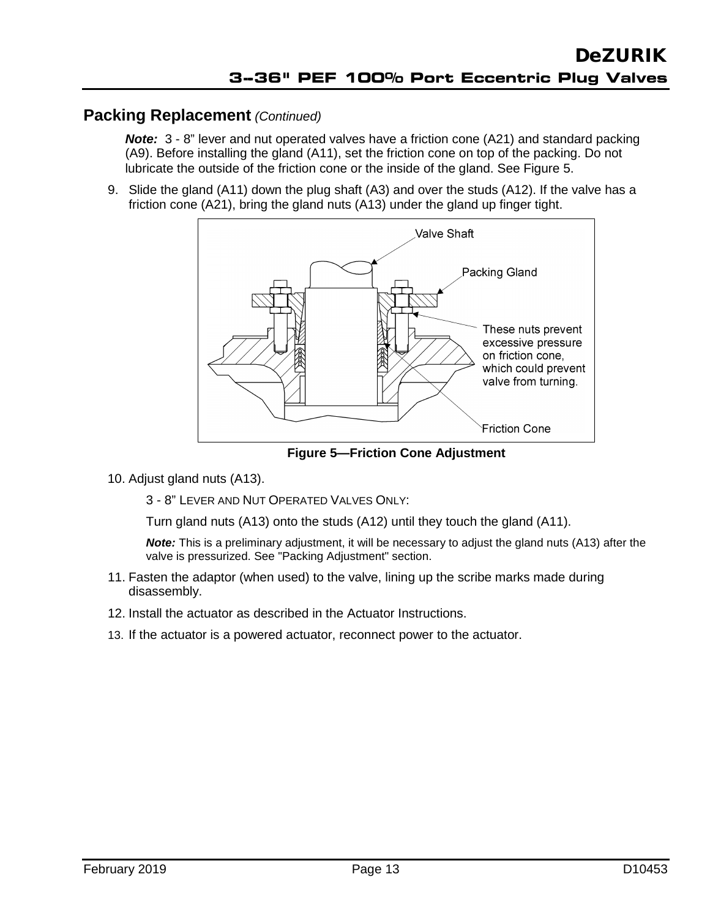## Packing Replacement *(Continued)*

***Note:*** 3 - 8" lever and nut operated valves have a friction cone (A21) and standard packing (A9). Before installing the gland (A11), set the friction cone on top of the packing. Do not lubricate the outside of the friction cone or the inside of the gland. See Figure 5.

9. Slide the gland (A11) down the plug shaft (A3) and over the studs (A12). If the valve has a friction cone (A21), bring the gland nuts (A13) under the gland up finger tight.

**Figure 5—Friction Cone Adjustment**

10. Adjust gland nuts (A13).

    3 - 8" LEVER AND NUT OPERATED VALVES ONLY:

    Turn gland nuts (A13) onto the studs (A12) until they touch the gland (A11).

    ***Note:*** This is a preliminary adjustment, it will be necessary to adjust the gland nuts (A13) after the valve is pressurized. See "Packing Adjustment" section.

11. Fasten the adaptor (when used) to the valve, lining up the scribe marks made during disassembly.
12. Install the actuator as described in the Actuator Instructions.
13. If the actuator is a powered actuator, reconnect power to the actuator.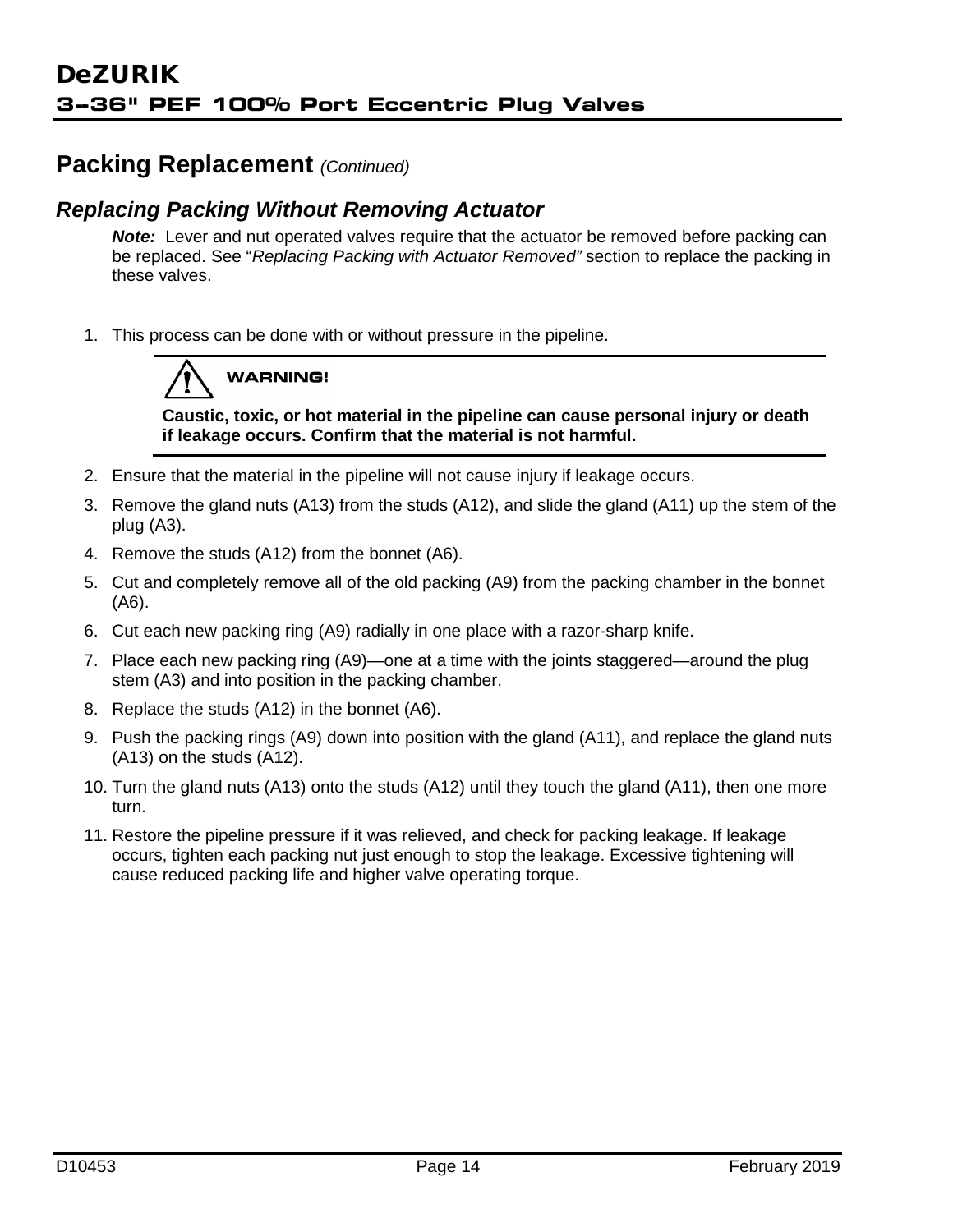## Packing Replacement *(Continued)*

### *Replacing Packing Without Removing Actuator*

***Note:*** Lever and nut operated valves require that the actuator be removed before packing can be replaced. See "*Replacing Packing with Actuator Removed"* section to replace the packing in these valves.

1. This process can be done with or without pressure in the pipeline.

> **WARNING!**
>
> **Caustic, toxic, or hot material in the pipeline can cause personal injury or death if leakage occurs. Confirm that the material is not harmful.**

2. Ensure that the material in the pipeline will not cause injury if leakage occurs.
3. Remove the gland nuts (A13) from the studs (A12), and slide the gland (A11) up the stem of the plug (A3).
4. Remove the studs (A12) from the bonnet (A6).
5. Cut and completely remove all of the old packing (A9) from the packing chamber in the bonnet (A6).
6. Cut each new packing ring (A9) radially in one place with a razor-sharp knife.
7. Place each new packing ring (A9)—one at a time with the joints staggered—around the plug stem (A3) and into position in the packing chamber.
8. Replace the studs (A12) in the bonnet (A6).
9. Push the packing rings (A9) down into position with the gland (A11), and replace the gland nuts (A13) on the studs (A12).
10. Turn the gland nuts (A13) onto the studs (A12) until they touch the gland (A11), then one more turn.
11. Restore the pipeline pressure if it was relieved, and check for packing leakage. If leakage occurs, tighten each packing nut just enough to stop the leakage. Excessive tightening will cause reduced packing life and higher valve operating torque.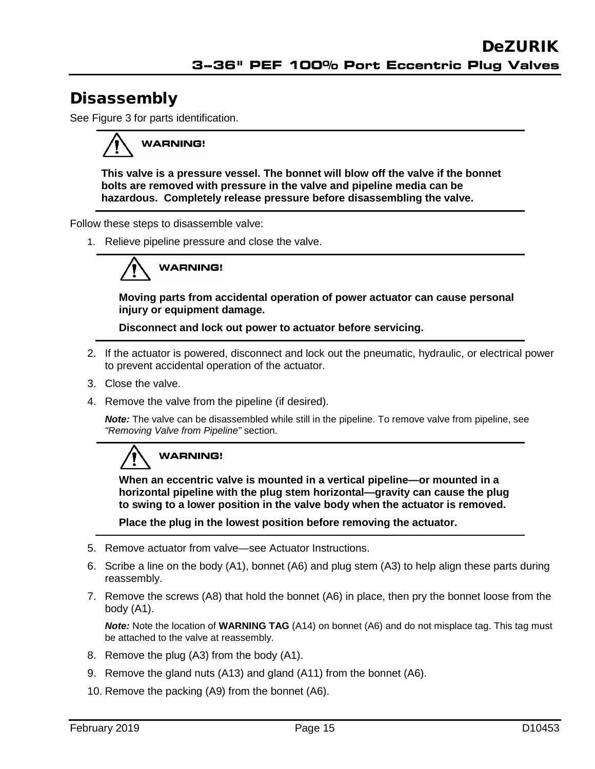# Disassembly

See Figure 3 for parts identification.

**WARNING!**

**This valve is a pressure vessel. The bonnet will blow off the valve if the bonnet bolts are removed with pressure in the valve and pipeline media can be hazardous. Completely release pressure before disassembling the valve.**

Follow these steps to disassemble valve:

1. Relieve pipeline pressure and close the valve.

   **WARNING!**

   **Moving parts from accidental operation of power actuator can cause personal injury or equipment damage.**

   **Disconnect and lock out power to actuator before servicing.**

2. If the actuator is powered, disconnect and lock out the pneumatic, hydraulic, or electrical power to prevent accidental operation of the actuator.
3. Close the valve.
4. Remove the valve from the pipeline (if desired).

   ***Note:*** The valve can be disassembled while still in the pipeline. To remove valve from pipeline, see *"Removing Valve from Pipeline"* section.

   **WARNING!**

   **When an eccentric valve is mounted in a vertical pipeline—or mounted in a horizontal pipeline with the plug stem horizontal—gravity can cause the plug to swing to a lower position in the valve body when the actuator is removed.**

   **Place the plug in the lowest position before removing the actuator.**

5. Remove actuator from valve—see Actuator Instructions.
6. Scribe a line on the body (A1), bonnet (A6) and plug stem (A3) to help align these parts during reassembly.
7. Remove the screws (A8) that hold the bonnet (A6) in place, then pry the bonnet loose from the body (A1).

   ***Note:*** Note the location of **WARNING TAG** (A14) on bonnet (A6) and do not misplace tag. This tag must be attached to the valve at reassembly.

8. Remove the plug (A3) from the body (A1).
9. Remove the gland nuts (A13) and gland (A11) from the bonnet (A6).
10. Remove the packing (A9) from the bonnet (A6).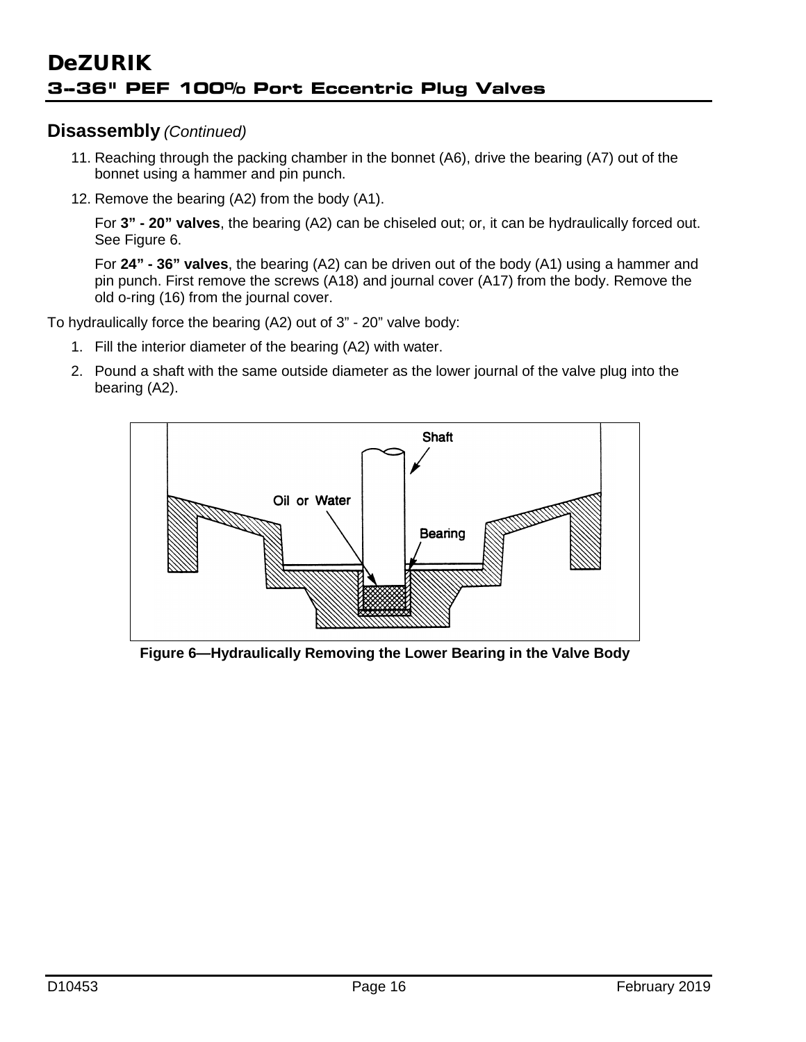## Disassembly *(Continued)*

11. Reaching through the packing chamber in the bonnet (A6), drive the bearing (A7) out of the bonnet using a hammer and pin punch.
12. Remove the bearing (A2) from the body (A1).

    For **3" - 20" valves**, the bearing (A2) can be chiseled out; or, it can be hydraulically forced out. See Figure 6.

    For **24" - 36" valves**, the bearing (A2) can be driven out of the body (A1) using a hammer and pin punch. First remove the screws (A18) and journal cover (A17) from the body. Remove the old o-ring (16) from the journal cover.

To hydraulically force the bearing (A2) out of 3" - 20" valve body:

1. Fill the interior diameter of the bearing (A2) with water.
2. Pound a shaft with the same outside diameter as the lower journal of the valve plug into the bearing (A2).

**Figure 6—Hydraulically Removing the Lower Bearing in the Valve Body**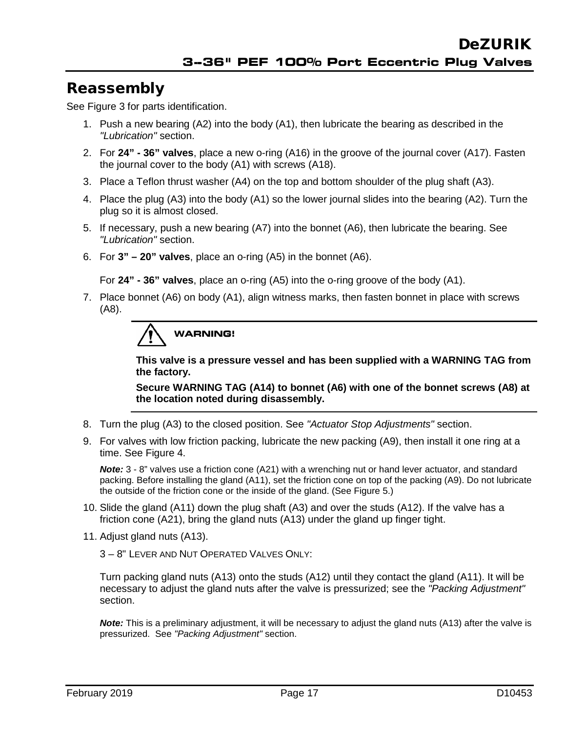## Reassembly

See Figure 3 for parts identification.

1. Push a new bearing (A2) into the body (A1), then lubricate the bearing as described in the *"Lubrication"* section.
2. For **24" - 36" valves**, place a new o-ring (A16) in the groove of the journal cover (A17). Fasten the journal cover to the body (A1) with screws (A18).
3. Place a Teflon thrust washer (A4) on the top and bottom shoulder of the plug shaft (A3).
4. Place the plug (A3) into the body (A1) so the lower journal slides into the bearing (A2). Turn the plug so it is almost closed.
5. If necessary, push a new bearing (A7) into the bonnet (A6), then lubricate the bearing. See *"Lubrication"* section.
6. For **3" – 20" valves**, place an o-ring (A5) in the bonnet (A6).

   For **24" - 36" valves**, place an o-ring (A5) into the o-ring groove of the body (A1).
7. Place bonnet (A6) on body (A1), align witness marks, then fasten bonnet in place with screws (A8).

   **WARNING!**

   **This valve is a pressure vessel and has been supplied with a WARNING TAG from the factory.**

   **Secure WARNING TAG (A14) to bonnet (A6) with one of the bonnet screws (A8) at the location noted during disassembly.**

8. Turn the plug (A3) to the closed position. See *"Actuator Stop Adjustments"* section.
9. For valves with low friction packing, lubricate the new packing (A9), then install it one ring at a time. See Figure 4.

   ***Note:*** 3 - 8" valves use a friction cone (A21) with a wrenching nut or hand lever actuator, and standard packing. Before installing the gland (A11), set the friction cone on top of the packing (A9). Do not lubricate the outside of the friction cone or the inside of the gland. (See Figure 5.)
10. Slide the gland (A11) down the plug shaft (A3) and over the studs (A12). If the valve has a friction cone (A21), bring the gland nuts (A13) under the gland up finger tight.
11. Adjust gland nuts (A13).

    3 – 8" LEVER AND NUT OPERATED VALVES ONLY:

    Turn packing gland nuts (A13) onto the studs (A12) until they contact the gland (A11). It will be necessary to adjust the gland nuts after the valve is pressurized; see the *"Packing Adjustment"* section.

    ***Note:*** This is a preliminary adjustment, it will be necessary to adjust the gland nuts (A13) after the valve is pressurized. See *"Packing Adjustment"* section.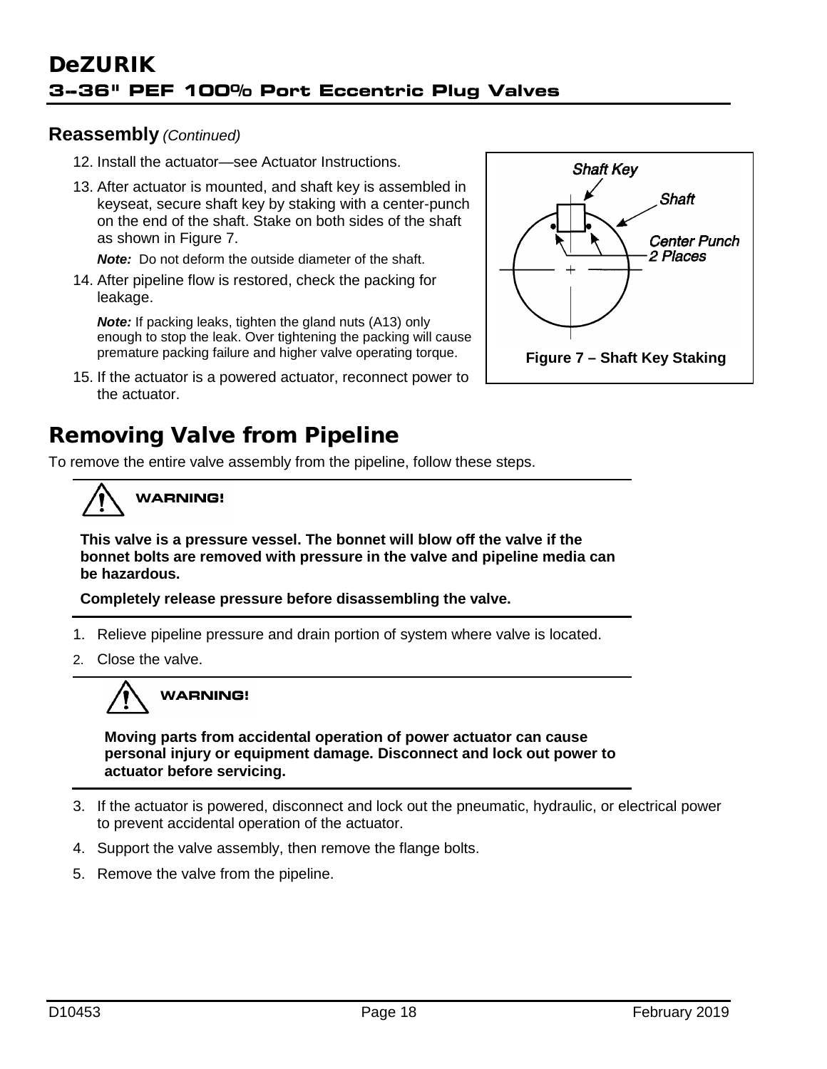## Reassembly *(Continued)*

12. Install the actuator—see Actuator Instructions.
13. After actuator is mounted, and shaft key is assembled in keyseat, secure shaft key by staking with a center-punch on the end of the shaft. Stake on both sides of the shaft as shown in Figure 7.

    ***Note:*** Do not deform the outside diameter of the shaft.

14. After pipeline flow is restored, check the packing for leakage.

    ***Note:*** If packing leaks, tighten the gland nuts (A13) only enough to stop the leak. Over tightening the packing will cause premature packing failure and higher valve operating torque.

15. If the actuator is a powered actuator, reconnect power to the actuator.

Shaft Key

Shaft

Center Punch 2 Places

**Figure 7 – Shaft Key Staking**

# Removing Valve from Pipeline

To remove the entire valve assembly from the pipeline, follow these steps.

**WARNING!**

**This valve is a pressure vessel. The bonnet will blow off the valve if the bonnet bolts are removed with pressure in the valve and pipeline media can be hazardous.**

**Completely release pressure before disassembling the valve.**

1. Relieve pipeline pressure and drain portion of system where valve is located.
2. Close the valve.

**WARNING!**

**Moving parts from accidental operation of power actuator can cause personal injury or equipment damage. Disconnect and lock out power to actuator before servicing.**

3. If the actuator is powered, disconnect and lock out the pneumatic, hydraulic, or electrical power to prevent accidental operation of the actuator.
4. Support the valve assembly, then remove the flange bolts.
5. Remove the valve from the pipeline.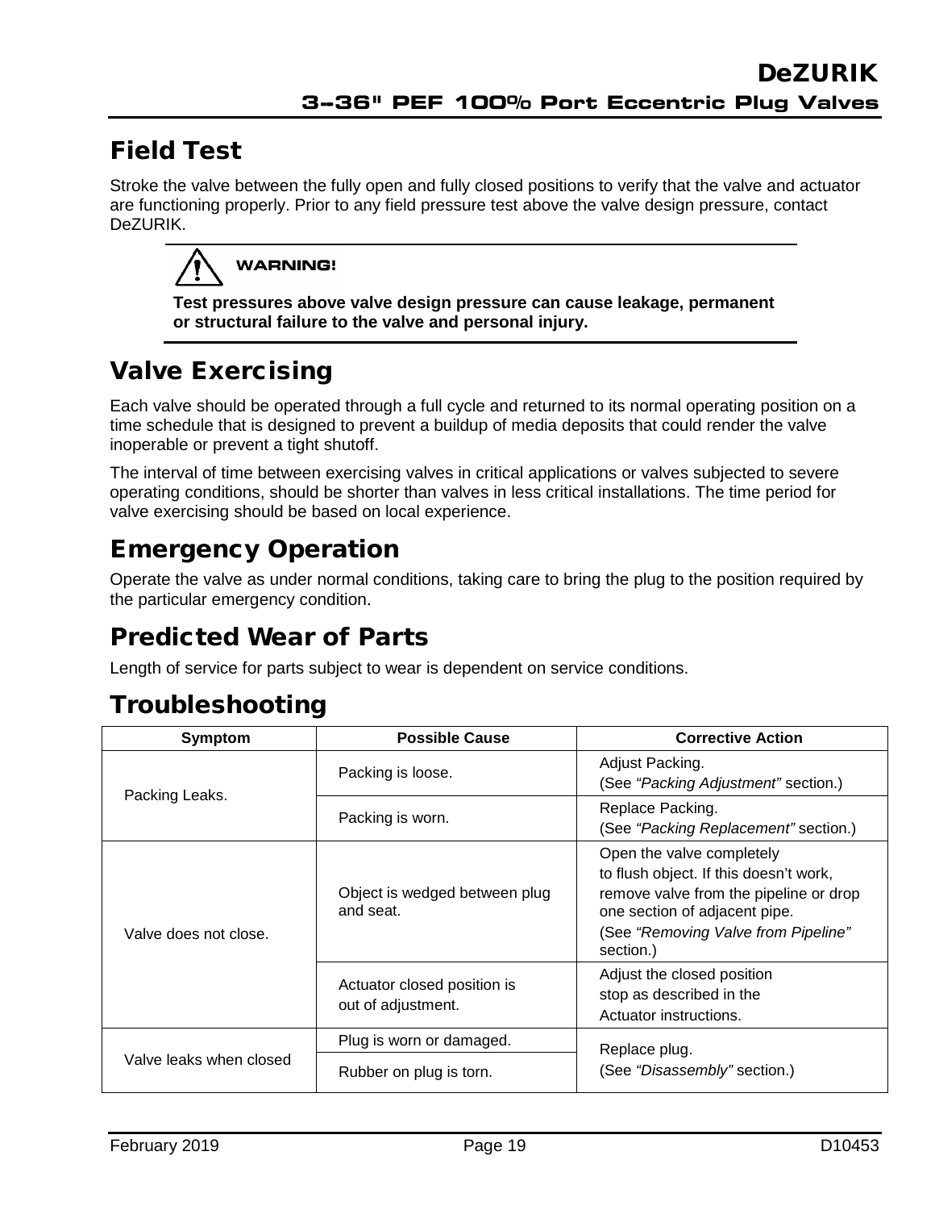## Field Test

Stroke the valve between the fully open and fully closed positions to verify that the valve and actuator are functioning properly. Prior to any field pressure test above the valve design pressure, contact DeZURIK.

**WARNING!**

**Test pressures above valve design pressure can cause leakage, permanent or structural failure to the valve and personal injury.**

## Valve Exercising

Each valve should be operated through a full cycle and returned to its normal operating position on a time schedule that is designed to prevent a buildup of media deposits that could render the valve inoperable or prevent a tight shutoff.

The interval of time between exercising valves in critical applications or valves subjected to severe operating conditions, should be shorter than valves in less critical installations. The time period for valve exercising should be based on local experience.

## Emergency Operation

Operate the valve as under normal conditions, taking care to bring the plug to the position required by the particular emergency condition.

## Predicted Wear of Parts

Length of service for parts subject to wear is dependent on service conditions.

## Troubleshooting

| Symptom | Possible Cause | Corrective Action |
|---|---|---|
| Packing Leaks. | Packing is loose. | Adjust Packing. (See *"Packing Adjustment"* section.) |
| | Packing is worn. | Replace Packing. (See *"Packing Replacement"* section.) |
| Valve does not close. | Object is wedged between plug and seat. | Open the valve completely to flush object. If this doesn't work, remove valve from the pipeline or drop one section of adjacent pipe. (See *"Removing Valve from Pipeline"* section.) |
| | Actuator closed position is out of adjustment. | Adjust the closed position stop as described in the Actuator instructions. |
| Valve leaks when closed | Plug is worn or damaged. | Replace plug. (See *"Disassembly"* section.) |
| | Rubber on plug is torn. | |